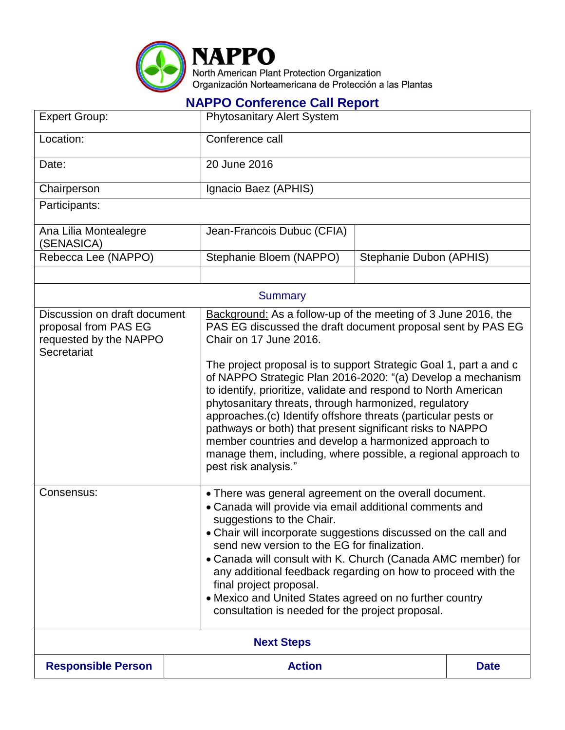# NAPPO

North American Plant Protection Organization
Organización Norteamericana de Protección a las Plantas

## NAPPO Conference Call Report

| Expert Group: | Phytosanitary Alert System | |
|---|---|---|
| Location: | Conference call | |
| Date: | 20 June 2016 | |
| Chairperson | Ignacio Baez (APHIS) | |
| Participants: | | |
| Ana Lilia Montealegre (SENASICA) | Jean-Francois Dubuc (CFIA) | |
| Rebecca Lee (NAPPO) | Stephanie Bloem (NAPPO) | Stephanie Dubon (APHIS) |
| | | |

**Summary**

| | |
|---|---|
| Discussion on draft document proposal from PAS EG requested by the NAPPO Secretariat | Background: As a follow-up of the meeting of 3 June 2016, the PAS EG discussed the draft document proposal sent by PAS EG Chair on 17 June 2016.<br><br>The project proposal is to support Strategic Goal 1, part a and c of NAPPO Strategic Plan 2016-2020: "(a) Develop a mechanism to identify, prioritize, validate and respond to North American phytosanitary threats, through harmonized, regulatory approaches.(c) Identify offshore threats (particular pests or pathways or both) that present significant risks to NAPPO member countries and develop a harmonized approach to manage them, including, where possible, a regional approach to pest risk analysis." |
| Consensus: | • There was general agreement on the overall document.<br>• Canada will provide via email additional comments and suggestions to the Chair.<br>• Chair will incorporate suggestions discussed on the call and send new version to the EG for finalization.<br>• Canada will consult with K. Church (Canada AMC member) for any additional feedback regarding on how to proceed with the final project proposal.<br>• Mexico and United States agreed on no further country consultation is needed for the project proposal. |

**Next Steps**

| Responsible Person | Action | Date |
|---|---|---|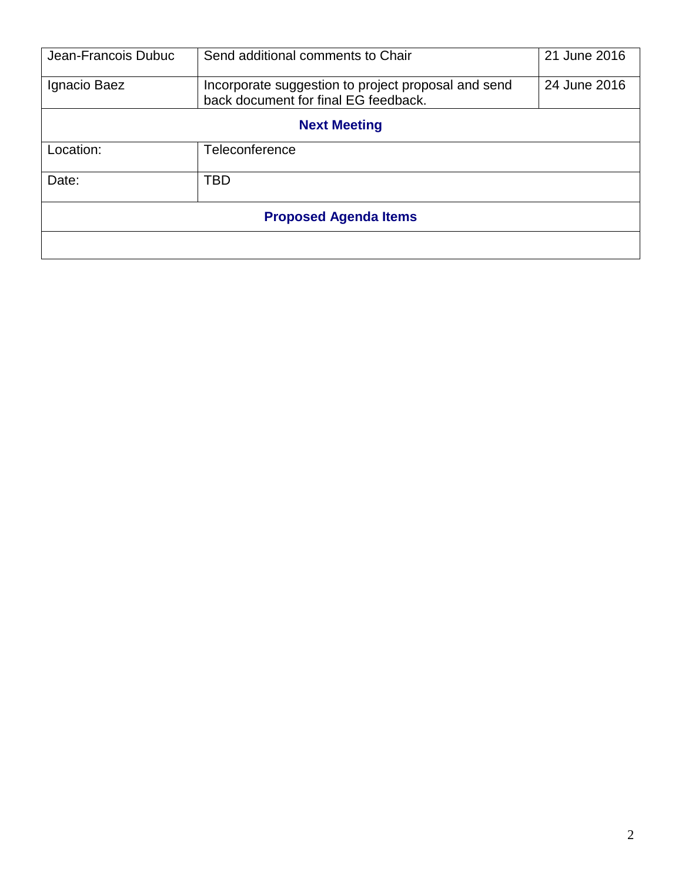| | | |
|---|---|---|
| Jean-Francois Dubuc | Send additional comments to Chair | 21 June 2016 |
| Ignacio Baez | Incorporate suggestion to project proposal and send back document for final EG feedback. | 24 June 2016 |

**Next Meeting**

| | |
|---|---|
| Location: | Teleconference |
| Date: | TBD |

**Proposed Agenda Items**